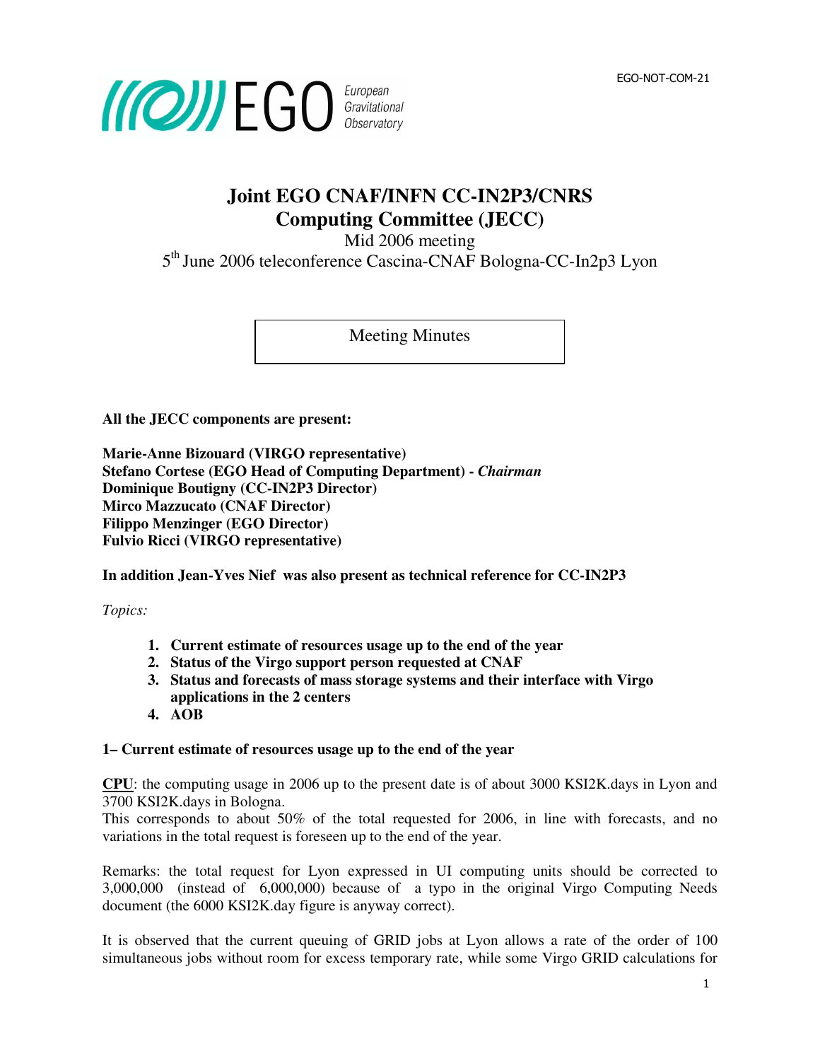EGO-NOT-COM-21

EGO European Gravitational Observatory

# Joint EGO CNAF/INFN CC-IN2P3/CNRS Computing Committee (JECC)

Mid 2006 meeting

5th June 2006 teleconference Cascina-CNAF Bologna-CC-In2p3 Lyon

Meeting Minutes

**All the JECC components are present:**

**Marie-Anne Bizouard (VIRGO representative)**
**Stefano Cortese (EGO Head of Computing Department) -** ***Chairman***
**Dominique Boutigny (CC-IN2P3 Director)**
**Mirco Mazzucato (CNAF Director)**
**Filippo Menzinger (EGO Director)**
**Fulvio Ricci (VIRGO representative)**

**In addition Jean-Yves Nief was also present as technical reference for CC-IN2P3**

*Topics:*

1. **Current estimate of resources usage up to the end of the year**
2. **Status of the Virgo support person requested at CNAF**
3. **Status and forecasts of mass storage systems and their interface with Virgo applications in the 2 centers**
4. **AOB**

### 1– Current estimate of resources usage up to the end of the year

**CPU**: the computing usage in 2006 up to the present date is of about 3000 KSI2K.days in Lyon and 3700 KSI2K.days in Bologna.
This corresponds to about 50% of the total requested for 2006, in line with forecasts, and no variations in the total request is foreseen up to the end of the year.

Remarks: the total request for Lyon expressed in UI computing units should be corrected to 3,000,000 (instead of 6,000,000) because of a typo in the original Virgo Computing Needs document (the 6000 KSI2K.day figure is anyway correct).

It is observed that the current queuing of GRID jobs at Lyon allows a rate of the order of 100 simultaneous jobs without room for excess temporary rate, while some Virgo GRID calculations for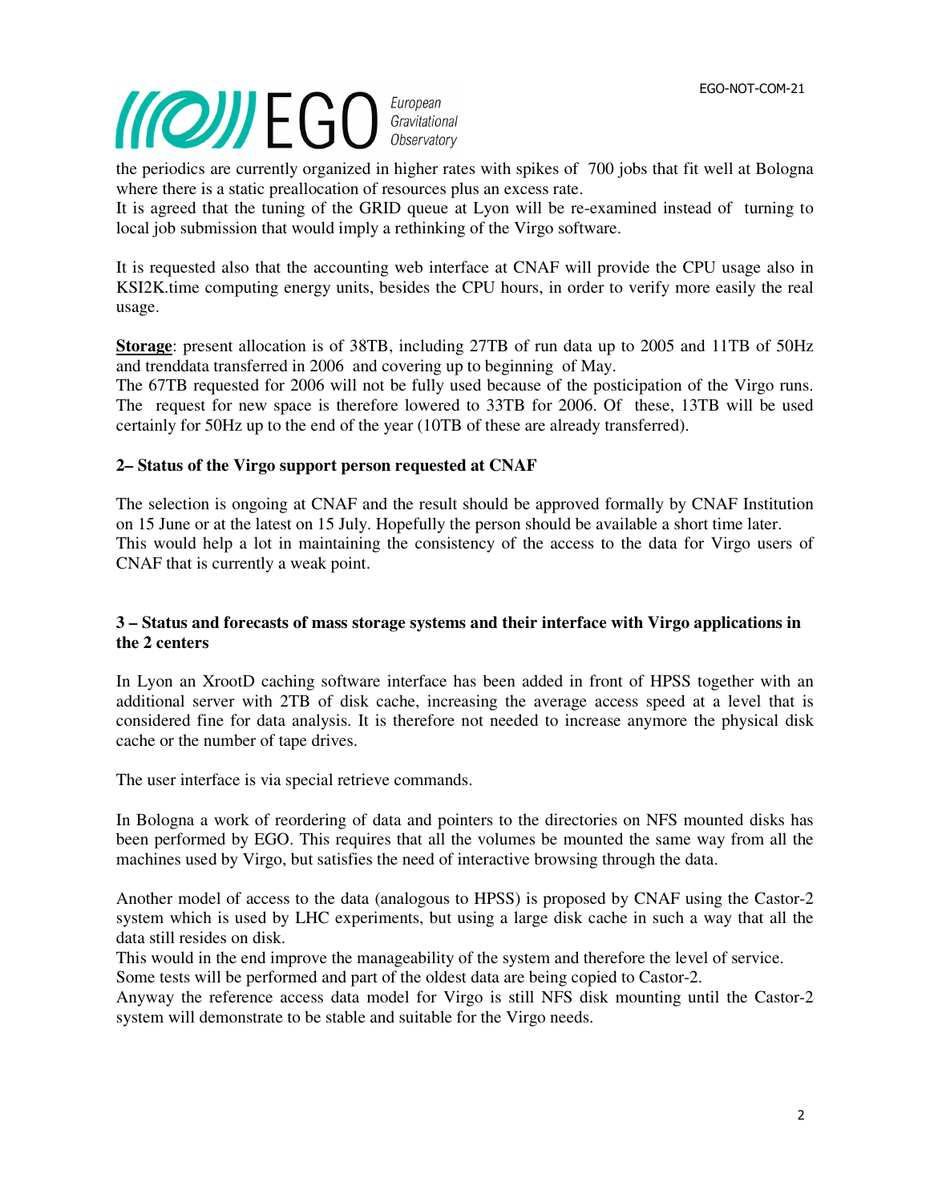the periodics are currently organized in higher rates with spikes of 700 jobs that fit well at Bologna where there is a static preallocation of resources plus an excess rate.
It is agreed that the tuning of the GRID queue at Lyon will be re-examined instead of turning to local job submission that would imply a rethinking of the Virgo software.

It is requested also that the accounting web interface at CNAF will provide the CPU usage also in KSI2K.time computing energy units, besides the CPU hours, in order to verify more easily the real usage.

**Storage**: present allocation is of 38TB, including 27TB of run data up to 2005 and 11TB of 50Hz and trenddata transferred in 2006 and covering up to beginning of May.
The 67TB requested for 2006 will not be fully used because of the posticipation of the Virgo runs. The request for new space is therefore lowered to 33TB for 2006. Of these, 13TB will be used certainly for 50Hz up to the end of the year (10TB of these are already transferred).

### 2– Status of the Virgo support person requested at CNAF

The selection is ongoing at CNAF and the result should be approved formally by CNAF Institution on 15 June or at the latest on 15 July. Hopefully the person should be available a short time later.
This would help a lot in maintaining the consistency of the access to the data for Virgo users of CNAF that is currently a weak point.

### 3 – Status and forecasts of mass storage systems and their interface with Virgo applications in the 2 centers

In Lyon an XrootD caching software interface has been added in front of HPSS together with an additional server with 2TB of disk cache, increasing the average access speed at a level that is considered fine for data analysis. It is therefore not needed to increase anymore the physical disk cache or the number of tape drives.

The user interface is via special retrieve commands.

In Bologna a work of reordering of data and pointers to the directories on NFS mounted disks has been performed by EGO. This requires that all the volumes be mounted the same way from all the machines used by Virgo, but satisfies the need of interactive browsing through the data.

Another model of access to the data (analogous to HPSS) is proposed by CNAF using the Castor-2 system which is used by LHC experiments, but using a large disk cache in such a way that all the data still resides on disk.
This would in the end improve the manageability of the system and therefore the level of service.
Some tests will be performed and part of the oldest data are being copied to Castor-2.
Anyway the reference access data model for Virgo is still NFS disk mounting until the Castor-2 system will demonstrate to be stable and suitable for the Virgo needs.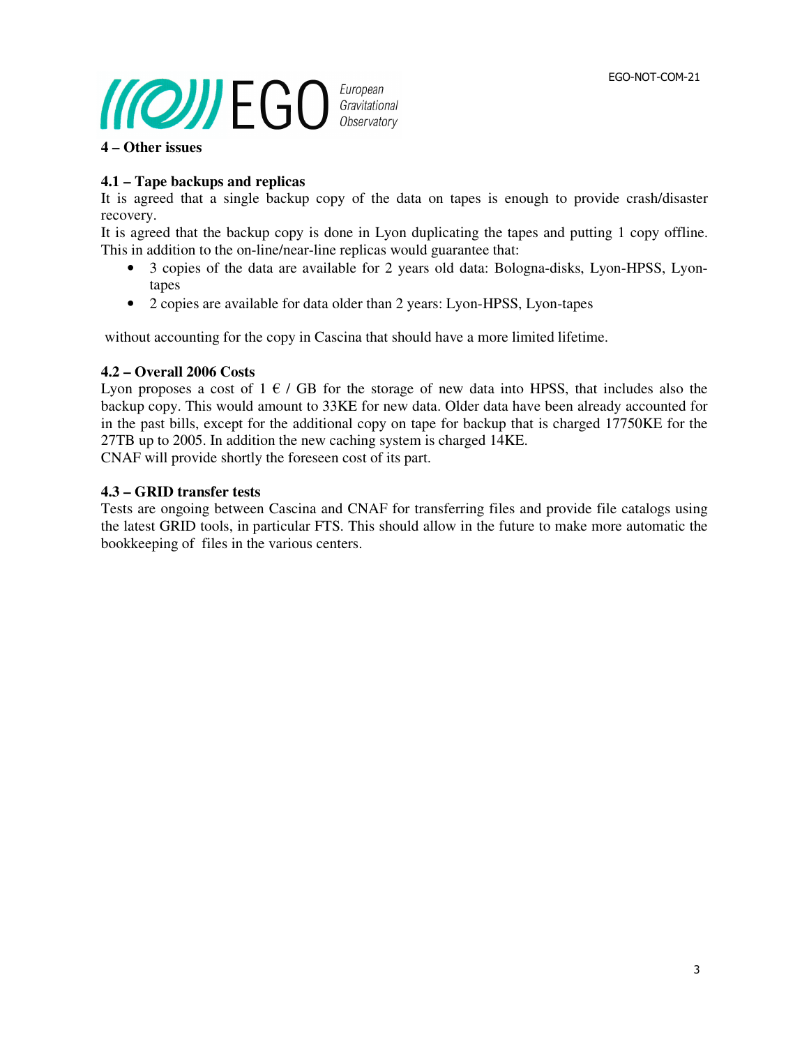## 4 – Other issues

### 4.1 – Tape backups and replicas

It is agreed that a single backup copy of the data on tapes is enough to provide crash/disaster recovery.

It is agreed that the backup copy is done in Lyon duplicating the tapes and putting 1 copy offline. This in addition to the on-line/near-line replicas would guarantee that:

- 3 copies of the data are available for 2 years old data: Bologna-disks, Lyon-HPSS, Lyon-tapes
- 2 copies are available for data older than 2 years: Lyon-HPSS, Lyon-tapes

without accounting for the copy in Cascina that should have a more limited lifetime.

### 4.2 – Overall 2006 Costs

Lyon proposes a cost of 1 € / GB for the storage of new data into HPSS, that includes also the backup copy. This would amount to 33KE for new data. Older data have been already accounted for in the past bills, except for the additional copy on tape for backup that is charged 17750KE for the 27TB up to 2005. In addition the new caching system is charged 14KE.

CNAF will provide shortly the foreseen cost of its part.

### 4.3 – GRID transfer tests

Tests are ongoing between Cascina and CNAF for transferring files and provide file catalogs using the latest GRID tools, in particular FTS. This should allow in the future to make more automatic the bookkeeping of files in the various centers.